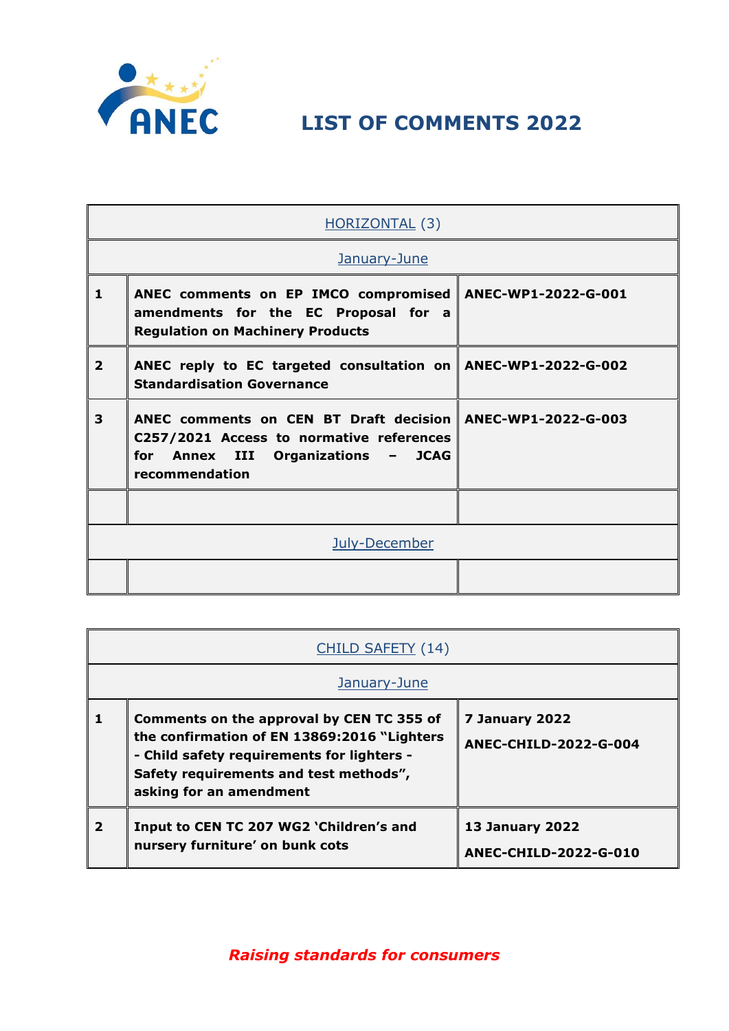# LIST OF COMMENTS 2022

| HORIZONTAL (3) | | |
|---|---|---|
| January-June | | |
| **1** | **ANEC comments on EP IMCO compromised amendments for the EC Proposal for a Regulation on Machinery Products** | **ANEC-WP1-2022-G-001** |
| **2** | **ANEC reply to EC targeted consultation on Standardisation Governance** | **ANEC-WP1-2022-G-002** |
| **3** | **ANEC comments on CEN BT Draft decision C257/2021 Access to normative references for Annex III Organizations – JCAG recommendation** | **ANEC-WP1-2022-G-003** |
| | | |
| July-December | | |
| | | |

| CHILD SAFETY (14) | | |
|---|---|---|
| January-June | | |
| **1** | **Comments on the approval by CEN TC 355 of the confirmation of EN 13869:2016 "Lighters - Child safety requirements for lighters - Safety requirements and test methods", asking for an amendment** | **7 January 2022** **ANEC-CHILD-2022-G-004** |
| **2** | **Input to CEN TC 207 WG2 'Children's and nursery furniture' on bunk cots** | **13 January 2022** **ANEC-CHILD-2022-G-010** |

***Raising standards for consumers***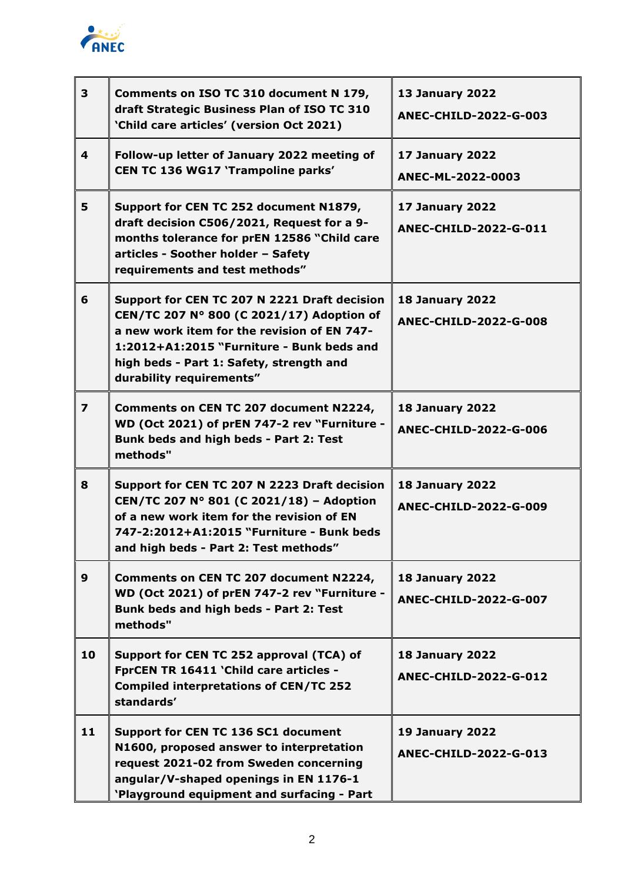| | | |
|---|---|---|
| **3** | **Comments on ISO TC 310 document N 179, draft Strategic Business Plan of ISO TC 310 'Child care articles' (version Oct 2021)** | **13 January 2022**<br>**ANEC-CHILD-2022-G-003** |
| **4** | **Follow-up letter of January 2022 meeting of CEN TC 136 WG17 'Trampoline parks'** | **17 January 2022**<br>**ANEC-ML-2022-0003** |
| **5** | **Support for CEN TC 252 document N1879, draft decision C506/2021, Request for a 9-months tolerance for prEN 12586 "Child care articles - Soother holder – Safety requirements and test methods"** | **17 January 2022**<br>**ANEC-CHILD-2022-G-011** |
| **6** | **Support for CEN TC 207 N 2221 Draft decision CEN/TC 207 N° 800 (C 2021/17) Adoption of a new work item for the revision of EN 747-1:2012+A1:2015 "Furniture - Bunk beds and high beds - Part 1: Safety, strength and durability requirements"** | **18 January 2022**<br>**ANEC-CHILD-2022-G-008** |
| **7** | **Comments on CEN TC 207 document N2224, WD (Oct 2021) of prEN 747-2 rev "Furniture - Bunk beds and high beds - Part 2: Test methods"** | **18 January 2022**<br>**ANEC-CHILD-2022-G-006** |
| **8** | **Support for CEN TC 207 N 2223 Draft decision CEN/TC 207 N° 801 (C 2021/18) – Adoption of a new work item for the revision of EN 747-2:2012+A1:2015 "Furniture - Bunk beds and high beds - Part 2: Test methods"** | **18 January 2022**<br>**ANEC-CHILD-2022-G-009** |
| **9** | **Comments on CEN TC 207 document N2224, WD (Oct 2021) of prEN 747-2 rev "Furniture - Bunk beds and high beds - Part 2: Test methods"** | **18 January 2022**<br>**ANEC-CHILD-2022-G-007** |
| **10** | **Support for CEN TC 252 approval (TCA) of FprCEN TR 16411 'Child care articles - Compiled interpretations of CEN/TC 252 standards'** | **18 January 2022**<br>**ANEC-CHILD-2022-G-012** |
| **11** | **Support for CEN TC 136 SC1 document N1600, proposed answer to interpretation request 2021-02 from Sweden concerning angular/V-shaped openings in EN 1176-1 'Playground equipment and surfacing - Part** | **19 January 2022**<br>**ANEC-CHILD-2022-G-013** |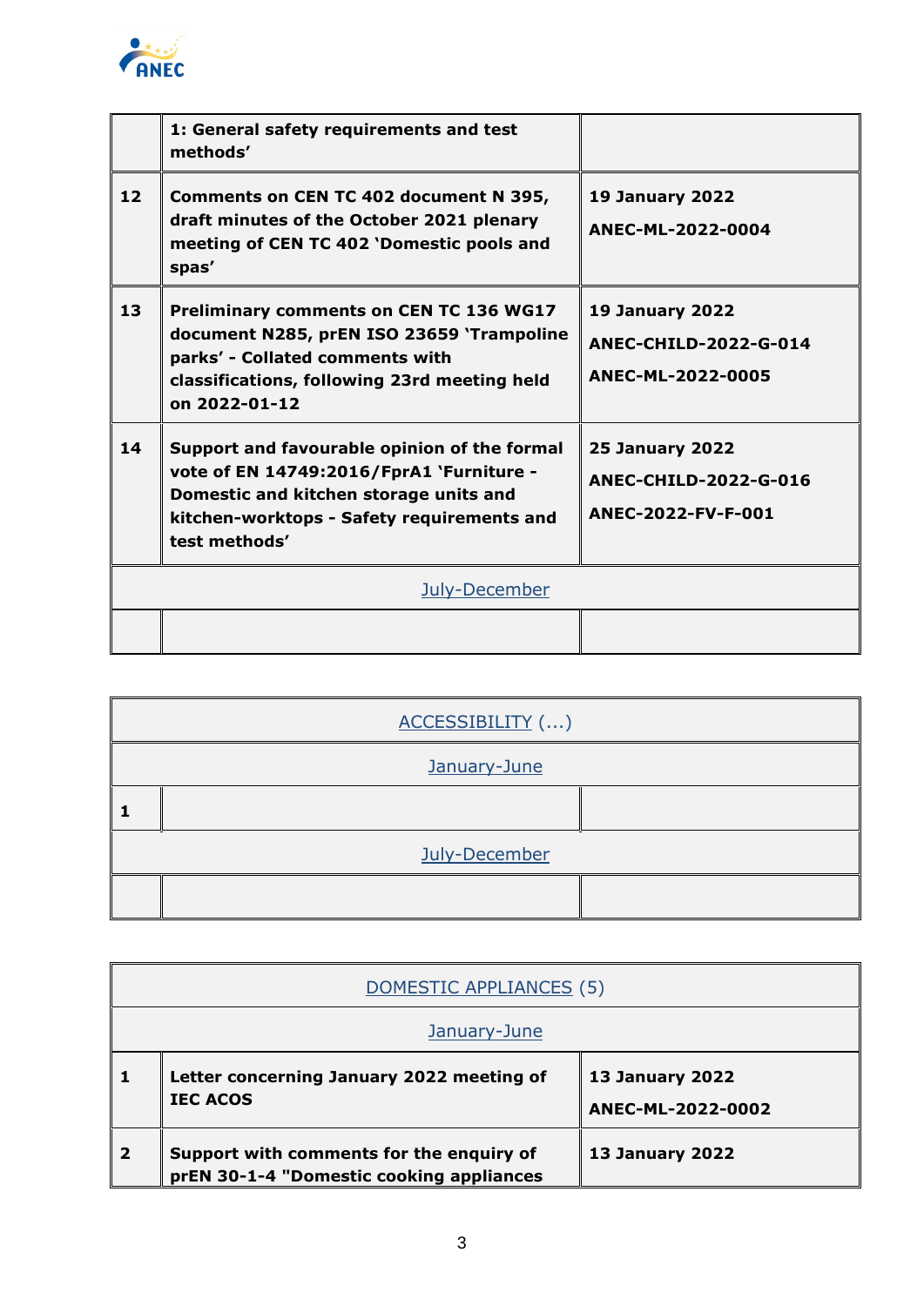| | | |
|---|---|---|
| | **1: General safety requirements and test methods'** | |
| **12** | **Comments on CEN TC 402 document N 395, draft minutes of the October 2021 plenary meeting of CEN TC 402 'Domestic pools and spas'** | **19 January 2022**<br>**ANEC-ML-2022-0004** |
| **13** | **Preliminary comments on CEN TC 136 WG17 document N285, prEN ISO 23659 'Trampoline parks' - Collated comments with classifications, following 23rd meeting held on 2022-01-12** | **19 January 2022**<br>**ANEC-CHILD-2022-G-014**<br>**ANEC-ML-2022-0005** |
| **14** | **Support and favourable opinion of the formal vote of EN 14749:2016/FprA1 'Furniture - Domestic and kitchen storage units and kitchen-worktops - Safety requirements and test methods'** | **25 January 2022**<br>**ANEC-CHILD-2022-G-016**<br>**ANEC-2022-FV-F-001** |
| July-December | | |
| | | |

| ACCESSIBILITY (…) | | |
|---|---|---|
| January-June | | |
| **1** | | |
| July-December | | |
| | | |

| DOMESTIC APPLIANCES (5) | | |
|---|---|---|
| January-June | | |
| **1** | **Letter concerning January 2022 meeting of IEC ACOS** | **13 January 2022**<br>**ANEC-ML-2022-0002** |
| **2** | **Support with comments for the enquiry of prEN 30-1-4 "Domestic cooking appliances** | **13 January 2022** |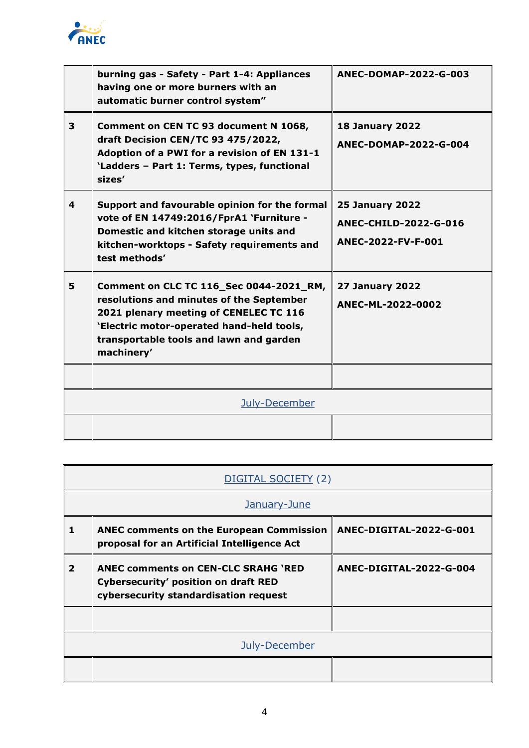| | | |
|---|---|---|
| | **burning gas - Safety - Part 1-4: Appliances having one or more burners with an automatic burner control system"** | **ANEC-DOMAP-2022-G-003** |
| **3** | **Comment on CEN TC 93 document N 1068, draft Decision CEN/TC 93 475/2022, Adoption of a PWI for a revision of EN 131-1 'Ladders – Part 1: Terms, types, functional sizes'** | **18 January 2022**<br>**ANEC-DOMAP-2022-G-004** |
| **4** | **Support and favourable opinion for the formal vote of EN 14749:2016/FprA1 'Furniture - Domestic and kitchen storage units and kitchen-worktops - Safety requirements and test methods'** | **25 January 2022**<br>**ANEC-CHILD-2022-G-016**<br>**ANEC-2022-FV-F-001** |
| **5** | **Comment on CLC TC 116_Sec 0044-2021_RM, resolutions and minutes of the September 2021 plenary meeting of CENELEC TC 116 'Electric motor-operated hand-held tools, transportable tools and lawn and garden machinery'** | **27 January 2022**<br>**ANEC-ML-2022-0002** |
| | | |
| July-December | | |
| | | |

| DIGITAL SOCIETY (2) | | |
|---|---|---|
| January-June | | |
| **1** | **ANEC comments on the European Commission proposal for an Artificial Intelligence Act** | **ANEC-DIGITAL-2022-G-001** |
| **2** | **ANEC comments on CEN-CLC SRAHG 'RED Cybersecurity' position on draft RED cybersecurity standardisation request** | **ANEC-DIGITAL-2022-G-004** |
| | | |
| July-December | | |
| | | |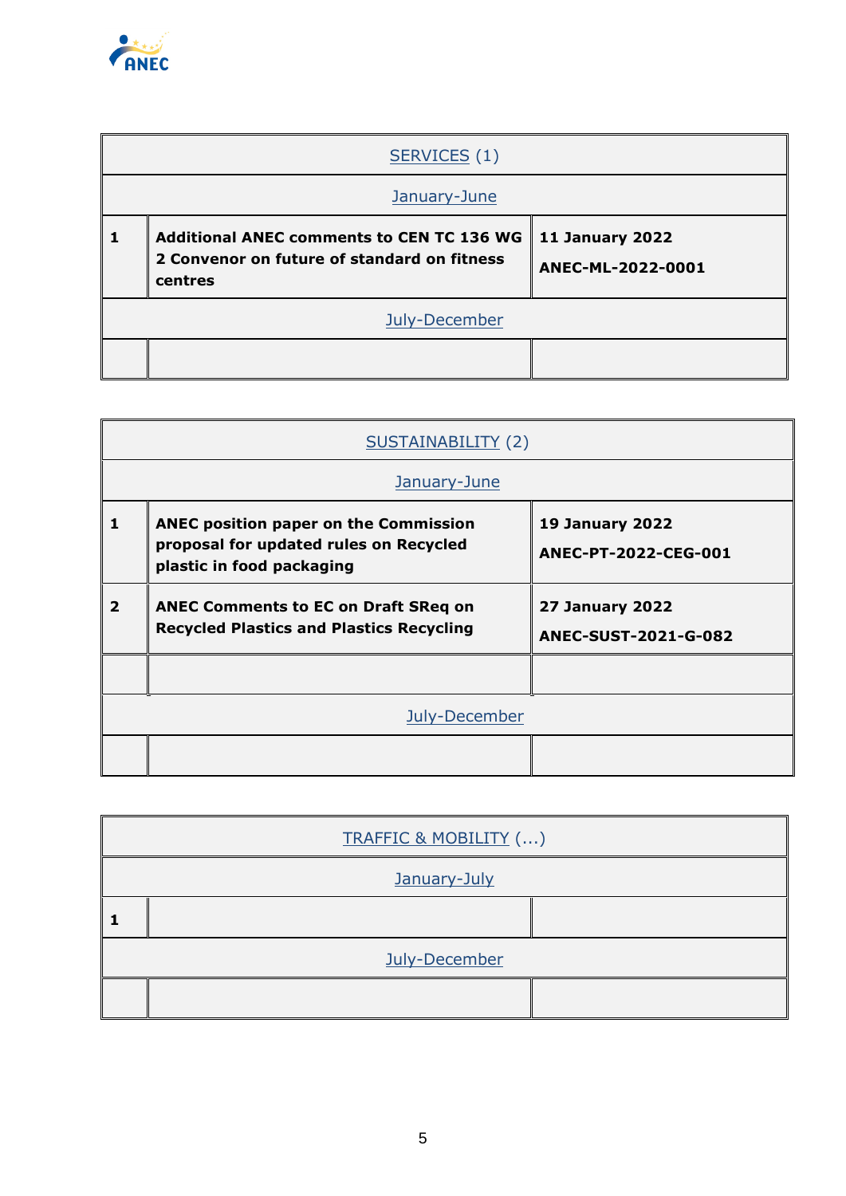| SERVICES (1) | | |
|---|---|---|
| January-June | | |
| **1** | **Additional ANEC comments to CEN TC 136 WG 2 Convenor on future of standard on fitness centres** | **11 January 2022**<br>**ANEC-ML-2022-0001** |
| July-December | | |
| | | |

| SUSTAINABILITY (2) | | |
|---|---|---|
| January-June | | |
| **1** | **ANEC position paper on the Commission proposal for updated rules on Recycled plastic in food packaging** | **19 January 2022**<br>**ANEC-PT-2022-CEG-001** |
| **2** | **ANEC Comments to EC on Draft SReq on Recycled Plastics and Plastics Recycling** | **27 January 2022**<br>**ANEC-SUST-2021-G-082** |
| | | |
| July-December | | |
| | | |

| TRAFFIC & MOBILITY (…) | | |
|---|---|---|
| January-July | | |
| **1** | | |
| July-December | | |
| | | |